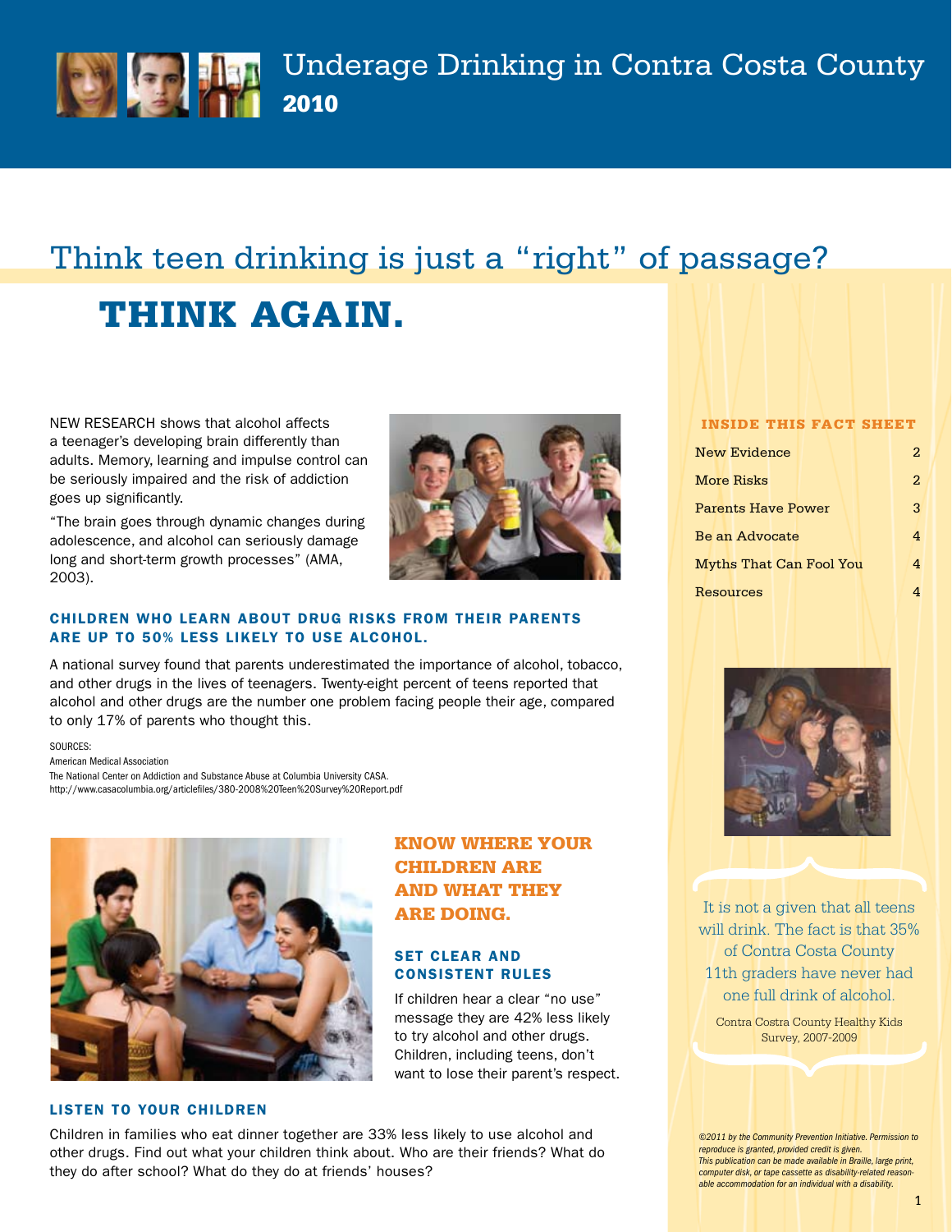# Underage Drinking in Contra Costa County

**2010**

## Think teen drinking is just a “right” of passage?

# THINK AGAIN.

NEW RESEARCH shows that alcohol affects a teenager’s developing brain differently than adults. Memory, learning and impulse control can be seriously impaired and the risk of addiction goes up significantly.

“The brain goes through dynamic changes during adolescence, and alcohol can seriously damage long and short-term growth processes” (AMA, 2003).

### CHILDREN WHO LEARN ABOUT DRUG RISKS FROM THEIR PARENTS ARE UP TO 50% LESS LIKELY TO USE ALCOHOL.

A national survey found that parents underestimated the importance of alcohol, tobacco, and other drugs in the lives of teenagers. Twenty-eight percent of teens reported that alcohol and other drugs are the number one problem facing people their age, compared to only 17% of parents who thought this.

SOURCES:
American Medical Association
The National Center on Addiction and Substance Abuse at Columbia University CASA.
http://www.casacolumbia.org/articlefiles/380-2008%20Teen%20Survey%20Report.pdf

## KNOW WHERE YOUR CHILDREN ARE AND WHAT THEY ARE DOING.

### SET CLEAR AND CONSISTENT RULES

If children hear a clear “no use” message they are 42% less likely to try alcohol and other drugs. Children, including teens, don’t want to lose their parent’s respect.

### LISTEN TO YOUR CHILDREN

Children in families who eat dinner together are 33% less likely to use alcohol and other drugs. Find out what your children think about. Who are their friends? What do they do after school? What do they do at friends’ houses?

### INSIDE THIS FACT SHEET

| | |
|---|---|
| New Evidence | 2 |
| More Risks | 2 |
| Parents Have Power | 3 |
| Be an Advocate | 4 |
| Myths That Can Fool You | 4 |
| Resources | 4 |

It is not a given that all teens will drink. The fact is that 35% of Contra Costa County 11th graders have never had one full drink of alcohol.

Contra Costra County Healthy Kids Survey, 2007-2009

*©2011 by the Community Prevention Initiative. Permission to reproduce is granted, provided credit is given.*
*This publication can be made available in Braille, large print, computer disk, or tape cassette as disability-related reasonable accommodation for an individual with a disability.*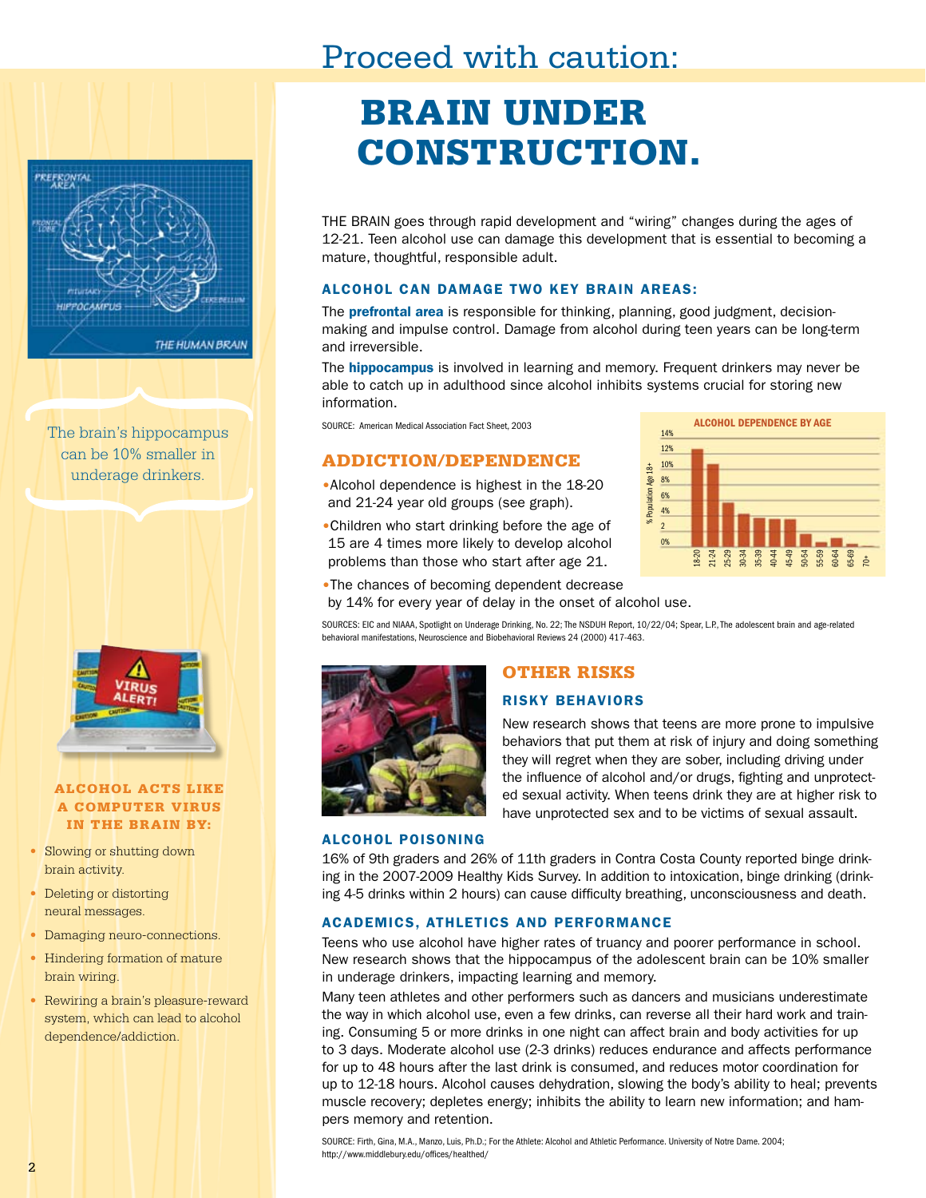# Proceed with caution:

# BRAIN UNDER CONSTRUCTION.

THE BRAIN goes through rapid development and "wiring" changes during the ages of 12-21. Teen alcohol use can damage this development that is essential to becoming a mature, thoughtful, responsible adult.

### ALCOHOL CAN DAMAGE TWO KEY BRAIN AREAS:

The **prefrontal area** is responsible for thinking, planning, good judgment, decision-making and impulse control. Damage from alcohol during teen years can be long-term and irreversible.

The **hippocampus** is involved in learning and memory. Frequent drinkers may never be able to catch up in adulthood since alcohol inhibits systems crucial for storing new information.

SOURCE: American Medical Association Fact Sheet, 2003

## ADDICTION/DEPENDENCE

- Alcohol dependence is highest in the 18-20 and 21-24 year old groups (see graph).
- Children who start drinking before the age of 15 are 4 times more likely to develop alcohol problems than those who start after age 21.
- The chances of becoming dependent decrease by 14% for every year of delay in the onset of alcohol use.

**ALCOHOL DEPENDENCE BY AGE**

(% Population Age 18+; age groups: 18-20, 21-24, 25-29, 30-34, 35-39, 40-44, 45-49, 50-54, 55-59, 60-64, 65-69, 70+)

SOURCES: EIC and NIAAA, Spotlight on Underage Drinking, No. 22; The NSDUH Report, 10/22/04; Spear, L.P., The adolescent brain and age-related behavioral manifestations, Neuroscience and Biobehavioral Reviews 24 (2000) 417-463.

## OTHER RISKS

### RISKY BEHAVIORS

New research shows that teens are more prone to impulsive behaviors that put them at risk of injury and doing something they will regret when they are sober, including driving under the influence of alcohol and/or drugs, fighting and unprotected sexual activity. When teens drink they are at higher risk to have unprotected sex and to be victims of sexual assault.

### ALCOHOL POISONING

16% of 9th graders and 26% of 11th graders in Contra Costa County reported binge drinking in the 2007-2009 Healthy Kids Survey. In addition to intoxication, binge drinking (drinking 4-5 drinks within 2 hours) can cause difficulty breathing, unconsciousness and death.

### ACADEMICS, ATHLETICS AND PERFORMANCE

Teens who use alcohol have higher rates of truancy and poorer performance in school. New research shows that the hippocampus of the adolescent brain can be 10% smaller in underage drinkers, impacting learning and memory.

Many teen athletes and other performers such as dancers and musicians underestimate the way in which alcohol use, even a few drinks, can reverse all their hard work and training. Consuming 5 or more drinks in one night can affect brain and body activities for up to 3 days. Moderate alcohol use (2-3 drinks) reduces endurance and affects performance for up to 48 hours after the last drink is consumed, and reduces motor coordination for up to 12-18 hours. Alcohol causes dehydration, slowing the body's ability to heal; prevents muscle recovery; depletes energy; inhibits the ability to learn new information; and hampers memory and retention.

SOURCE: Firth, Gina, M.A., Manzo, Luis, Ph.D.; For the Athlete: Alcohol and Athletic Performance. University of Notre Dame. 2004; http://www.middlebury.edu/offices/healthed/

The brain's hippocampus can be 10% smaller in underage drinkers.

### ALCOHOL ACTS LIKE A COMPUTER VIRUS IN THE BRAIN BY:

- Slowing or shutting down brain activity.
- Deleting or distorting neural messages.
- Damaging neuro-connections.
- Hindering formation of mature brain wiring.
- Rewiring a brain's pleasure-reward system, which can lead to alcohol dependence/addiction.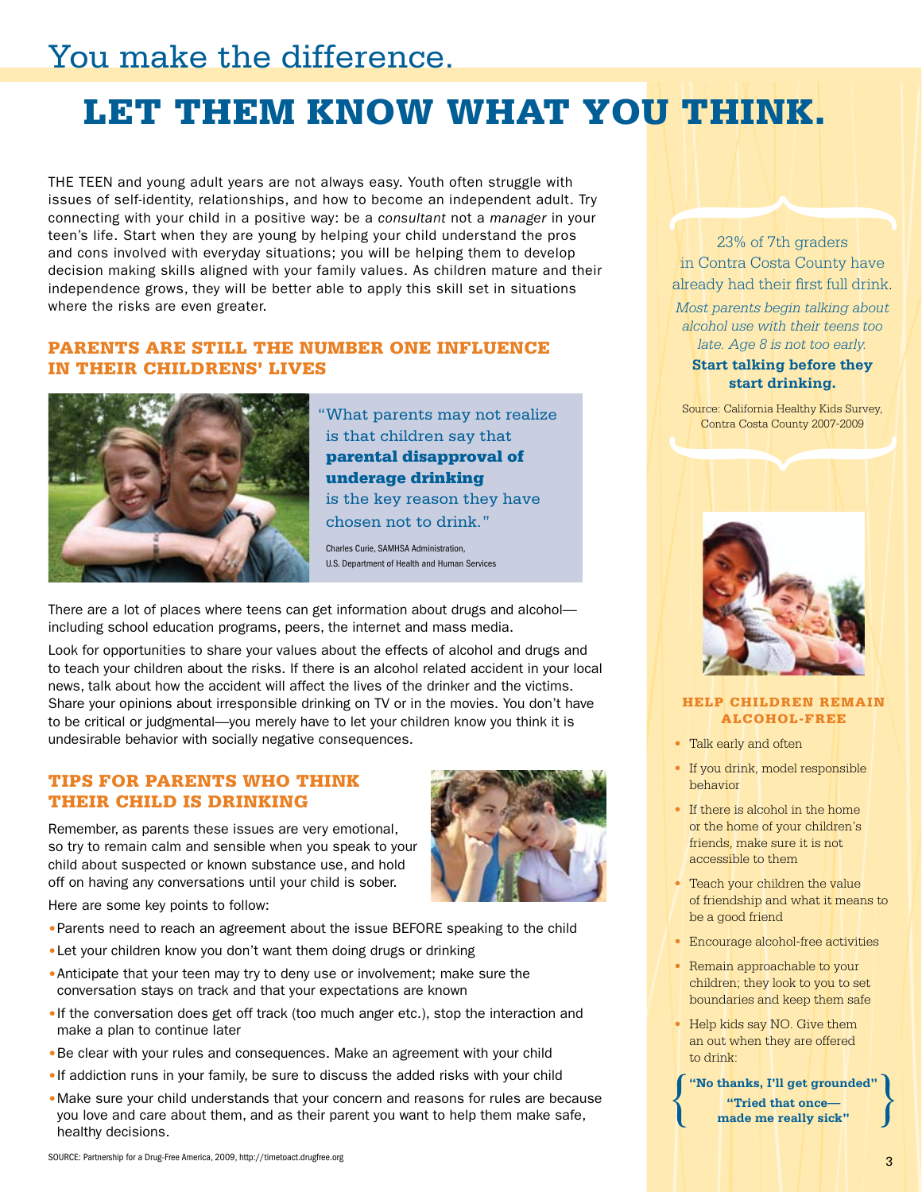# You make the difference.

# LET THEM KNOW WHAT YOU THINK.

THE TEEN and young adult years are not always easy. Youth often struggle with issues of self-identity, relationships, and how to become an independent adult. Try connecting with your child in a positive way: be a *consultant* not a *manager* in your teen's life. Start when they are young by helping your child understand the pros and cons involved with everyday situations; you will be helping them to develop decision making skills aligned with your family values. As children mature and their independence grows, they will be better able to apply this skill set in situations where the risks are even greater.

## PARENTS ARE STILL THE NUMBER ONE INFLUENCE IN THEIR CHILDRENS' LIVES

"What parents may not realize is that children say that **parental disapproval of underage drinking** is the key reason they have chosen not to drink."

Charles Curie, SAMHSA Administration, U.S. Department of Health and Human Services

There are a lot of places where teens can get information about drugs and alcohol—including school education programs, peers, the internet and mass media.

Look for opportunities to share your values about the effects of alcohol and drugs and to teach your children about the risks. If there is an alcohol related accident in your local news, talk about how the accident will affect the lives of the drinker and the victims. Share your opinions about irresponsible drinking on TV or in the movies. You don't have to be critical or judgmental—you merely have to let your children know you think it is undesirable behavior with socially negative consequences.

## TIPS FOR PARENTS WHO THINK THEIR CHILD IS DRINKING

Remember, as parents these issues are very emotional, so try to remain calm and sensible when you speak to your child about suspected or known substance use, and hold off on having any conversations until your child is sober.

Here are some key points to follow:

- Parents need to reach an agreement about the issue BEFORE speaking to the child
- Let your children know you don't want them doing drugs or drinking
- Anticipate that your teen may try to deny use or involvement; make sure the conversation stays on track and that your expectations are known
- If the conversation does get off track (too much anger etc.), stop the interaction and make a plan to continue later
- Be clear with your rules and consequences. Make an agreement with your child
- If addiction runs in your family, be sure to discuss the added risks with your child
- Make sure your child understands that your concern and reasons for rules are because you love and care about them, and as their parent you want to help them make safe, healthy decisions.

SOURCE: Partnership for a Drug-Free America, 2009, http://timetoact.drugfree.org

23% of 7th graders in Contra Costa County have already had their first full drink.

*Most parents begin talking about alcohol use with their teens too late. Age 8 is not too early.*

**Start talking before they start drinking.**

Source: California Healthy Kids Survey, Contra Costa County 2007-2009

### HELP CHILDREN REMAIN ALCOHOL-FREE

- Talk early and often
- If you drink, model responsible behavior
- If there is alcohol in the home or the home of your children's friends, make sure it is not accessible to them
- Teach your children the value of friendship and what it means to be a good friend
- Encourage alcohol-free activities
- Remain approachable to your children; they look to you to set boundaries and keep them safe
- Help kids say NO. Give them an out when they are offered to drink:

**"No thanks, I'll get grounded"**

**"Tried that once—made me really sick"**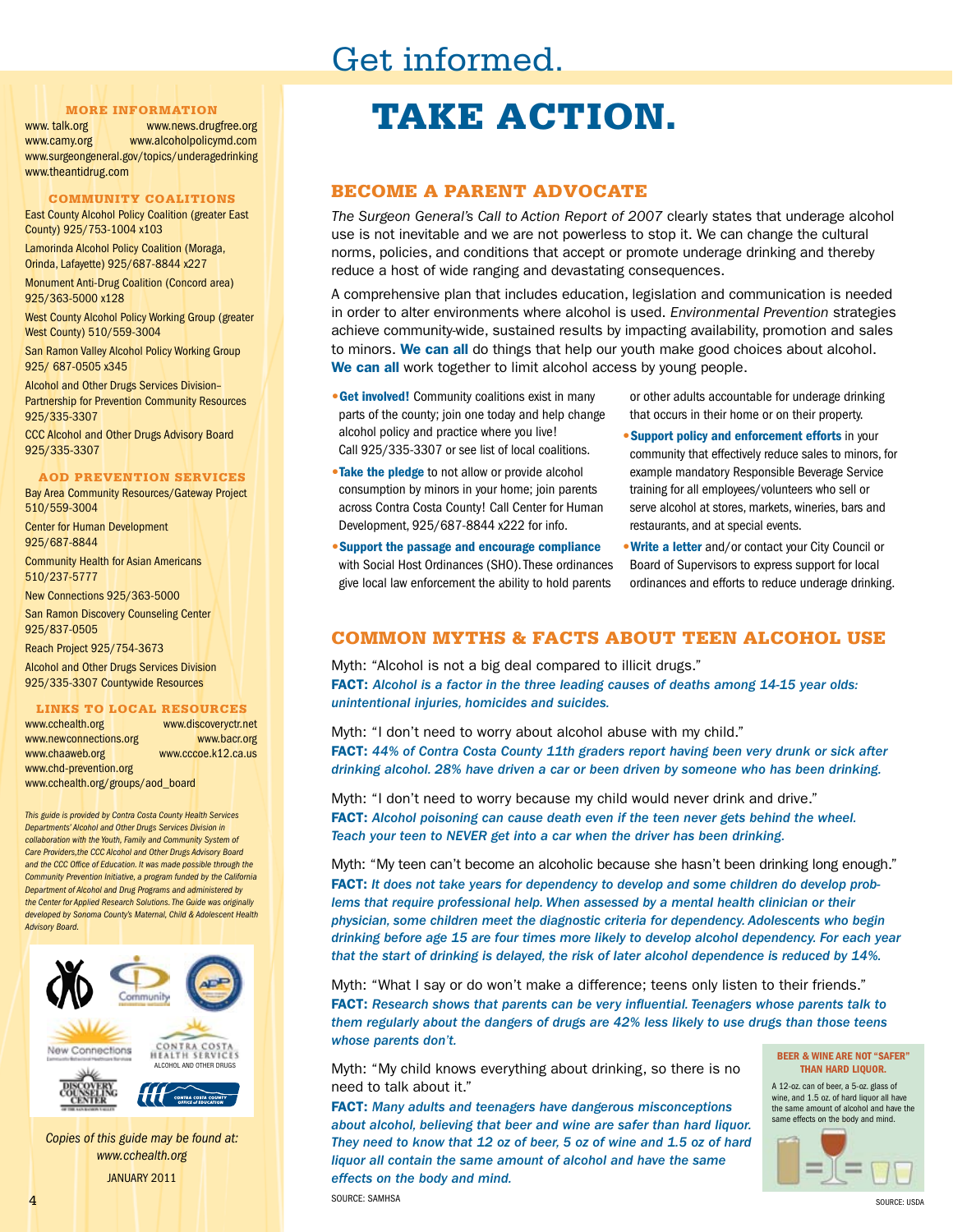# Get informed.

# TAKE ACTION.

## MORE INFORMATION

www. talk.org
www.news.drugfree.org
www.camy.org
www.alcoholpolicymd.com
www.surgeongeneral.gov/topics/underagedrinking
www.theantidrug.com

## COMMUNITY COALITIONS

East County Alcohol Policy Coalition (greater East County) 925/753-1004 x103

Lamorinda Alcohol Policy Coalition (Moraga, Orinda, Lafayette) 925/687-8844 x227

Monument Anti-Drug Coalition (Concord area) 925/363-5000 x128

West County Alcohol Policy Working Group (greater West County) 510/559-3004

San Ramon Valley Alcohol Policy Working Group 925/ 687-0505 x345

Alcohol and Other Drugs Services Division–Partnership for Prevention Community Resources 925/335-3307

CCC Alcohol and Other Drugs Advisory Board 925/335-3307

## AOD PREVENTION SERVICES

Bay Area Community Resources/Gateway Project 510/559-3004

Center for Human Development 925/687-8844

Community Health for Asian Americans 510/237-5777

New Connections 925/363-5000

San Ramon Discovery Counseling Center 925/837-0505

Reach Project 925/754-3673

Alcohol and Other Drugs Services Division 925/335-3307 Countywide Resources

## LINKS TO LOCAL RESOURCES

www.cchealth.org
www.discoveryctr.net
www.newconnections.org
www.bacr.org
www.chaaweb.org
www.cccoe.k12.ca.us
www.chd-prevention.org
www.cchealth.org/groups/aod_board

*This guide is provided by Contra Costa County Health Services Departments' Alcohol and Other Drugs Services Division in collaboration with the Youth, Family and Community System of Care Providers,the CCC Alcohol and Other Drugs Advisory Board and the CCC Office of Education. It was made possible through the Community Prevention Initiative, a program funded by the California Department of Alcohol and Drug Programs and administered by the Center for Applied Research Solutions. The Guide was originally developed by Sonoma County's Maternal, Child & Adolescent Health Advisory Board.*

*Copies of this guide may be found at: www.cchealth.org*

JANUARY 2011

## BECOME A PARENT ADVOCATE

*The Surgeon General's Call to Action Report of 2007* clearly states that underage alcohol use is not inevitable and we are not powerless to stop it. We can change the cultural norms, policies, and conditions that accept or promote underage drinking and thereby reduce a host of wide ranging and devastating consequences.

A comprehensive plan that includes education, legislation and communication is needed in order to alter environments where alcohol is used. *Environmental Prevention* strategies achieve community-wide, sustained results by impacting availability, promotion and sales to minors. **We can all** do things that help our youth make good choices about alcohol. **We can all** work together to limit alcohol access by young people.

- **Get involved!** Community coalitions exist in many parts of the county; join one today and help change alcohol policy and practice where you live! Call 925/335-3307 or see list of local coalitions.
- **Take the pledge** to not allow or provide alcohol consumption by minors in your home; join parents across Contra Costa County! Call Center for Human Development, 925/687-8844 x222 for info.
- **Support the passage and encourage compliance** with Social Host Ordinances (SHO). These ordinances give local law enforcement the ability to hold parents or other adults accountable for underage drinking that occurs in their home or on their property.
- **Support policy and enforcement efforts** in your community that effectively reduce sales to minors, for example mandatory Responsible Beverage Service training for all employees/volunteers who sell or serve alcohol at stores, markets, wineries, bars and restaurants, and at special events.
- **Write a letter** and/or contact your City Council or Board of Supervisors to express support for local ordinances and efforts to reduce underage drinking.

## COMMON MYTHS & FACTS ABOUT TEEN ALCOHOL USE

Myth: "Alcohol is not a big deal compared to illicit drugs."
**FACT:** *Alcohol is a factor in the three leading causes of deaths among 14-15 year olds: unintentional injuries, homicides and suicides.*

Myth: "I don't need to worry about alcohol abuse with my child."
**FACT:** *44% of Contra Costa County 11th graders report having been very drunk or sick after drinking alcohol. 28% have driven a car or been driven by someone who has been drinking.*

Myth: "I don't need to worry because my child would never drink and drive."
**FACT:** *Alcohol poisoning can cause death even if the teen never gets behind the wheel. Teach your teen to NEVER get into a car when the driver has been drinking.*

Myth: "My teen can't become an alcoholic because she hasn't been drinking long enough."
**FACT:** *It does not take years for dependency to develop and some children do develop problems that require professional help. When assessed by a mental health clinician or their physician, some children meet the diagnostic criteria for dependency. Adolescents who begin drinking before age 15 are four times more likely to develop alcohol dependency. For each year that the start of drinking is delayed, the risk of later alcohol dependence is reduced by 14%.*

Myth: "What I say or do won't make a difference; teens only listen to their friends."
**FACT:** *Research shows that parents can be very influential. Teenagers whose parents talk to them regularly about the dangers of drugs are 42% less likely to use drugs than those teens whose parents don't.*

Myth: "My child knows everything about drinking, so there is no need to talk about it."
**FACT:** *Many adults and teenagers have dangerous misconceptions about alcohol, believing that beer and wine are safer than hard liquor. They need to know that 12 oz of beer, 5 oz of wine and 1.5 oz of hard liquor all contain the same amount of alcohol and have the same effects on the body and mind.*

SOURCE: SAMHSA

**BEER & WINE ARE NOT "SAFER" THAN HARD LIQUOR.**

A 12-oz. can of beer, a 5-oz. glass of wine, and 1.5 oz. of hard liquor all have the same amount of alcohol and have the same effects on the body and mind.

SOURCE: USDA